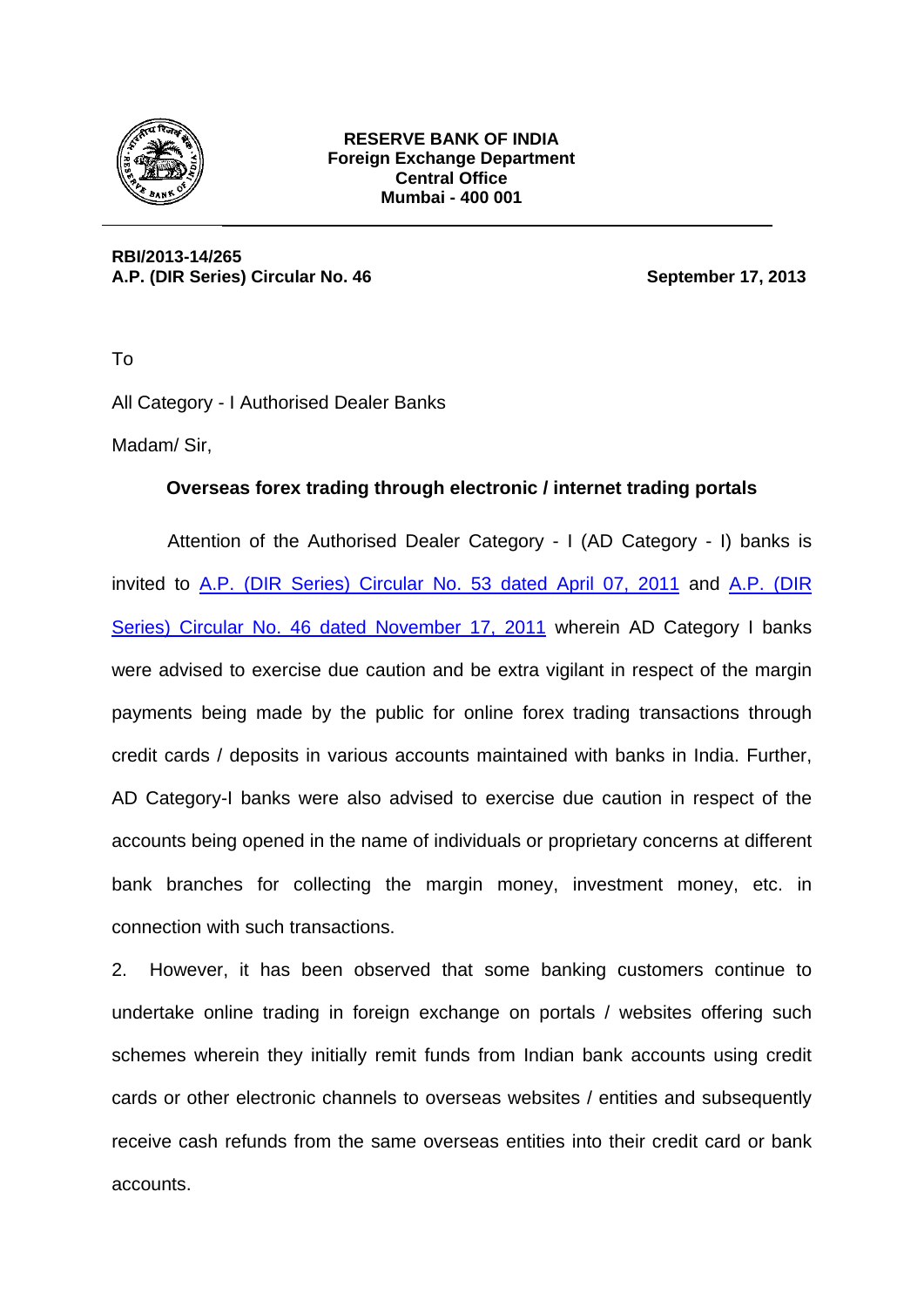**RESERVE BANK OF INDIA**
**Foreign Exchange Department**
**Central Office**
**Mumbai - 400 001**

**RBI/2013-14/265**
**A.P. (DIR Series) Circular No. 46** **September 17, 2013**

To

All Category - I Authorised Dealer Banks

Madam/ Sir,

**Overseas forex trading through electronic / internet trading portals**

Attention of the Authorised Dealer Category - I (AD Category - I) banks is invited to A.P. (DIR Series) Circular No. 53 dated April 07, 2011 and A.P. (DIR Series) Circular No. 46 dated November 17, 2011 wherein AD Category I banks were advised to exercise due caution and be extra vigilant in respect of the margin payments being made by the public for online forex trading transactions through credit cards / deposits in various accounts maintained with banks in India. Further, AD Category-I banks were also advised to exercise due caution in respect of the accounts being opened in the name of individuals or proprietary concerns at different bank branches for collecting the margin money, investment money, etc. in connection with such transactions.

2. However, it has been observed that some banking customers continue to undertake online trading in foreign exchange on portals / websites offering such schemes wherein they initially remit funds from Indian bank accounts using credit cards or other electronic channels to overseas websites / entities and subsequently receive cash refunds from the same overseas entities into their credit card or bank accounts.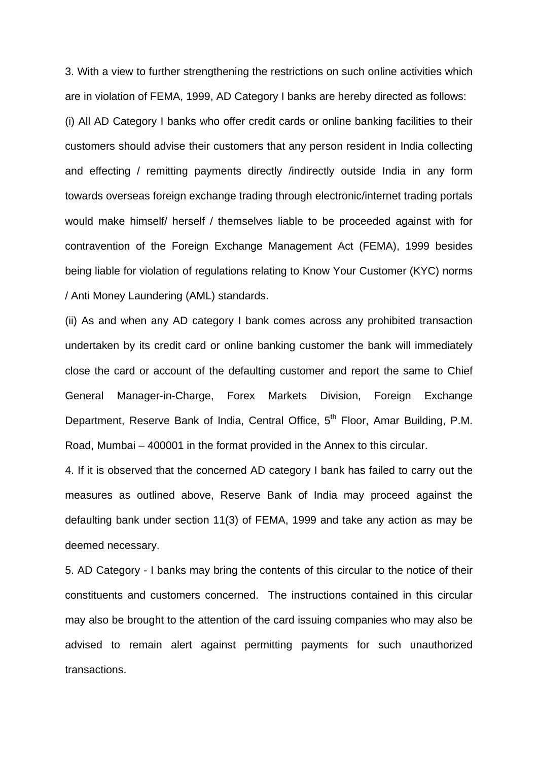3. With a view to further strengthening the restrictions on such online activities which are in violation of FEMA, 1999, AD Category I banks are hereby directed as follows:

(i) All AD Category I banks who offer credit cards or online banking facilities to their customers should advise their customers that any person resident in India collecting and effecting / remitting payments directly /indirectly outside India in any form towards overseas foreign exchange trading through electronic/internet trading portals would make himself/ herself / themselves liable to be proceeded against with for contravention of the Foreign Exchange Management Act (FEMA), 1999 besides being liable for violation of regulations relating to Know Your Customer (KYC) norms / Anti Money Laundering (AML) standards.

(ii) As and when any AD category I bank comes across any prohibited transaction undertaken by its credit card or online banking customer the bank will immediately close the card or account of the defaulting customer and report the same to Chief General Manager-in-Charge, Forex Markets Division, Foreign Exchange Department, Reserve Bank of India, Central Office, 5th Floor, Amar Building, P.M. Road, Mumbai – 400001 in the format provided in the Annex to this circular.

4. If it is observed that the concerned AD category I bank has failed to carry out the measures as outlined above, Reserve Bank of India may proceed against the defaulting bank under section 11(3) of FEMA, 1999 and take any action as may be deemed necessary.

5. AD Category - I banks may bring the contents of this circular to the notice of their constituents and customers concerned. The instructions contained in this circular may also be brought to the attention of the card issuing companies who may also be advised to remain alert against permitting payments for such unauthorized transactions.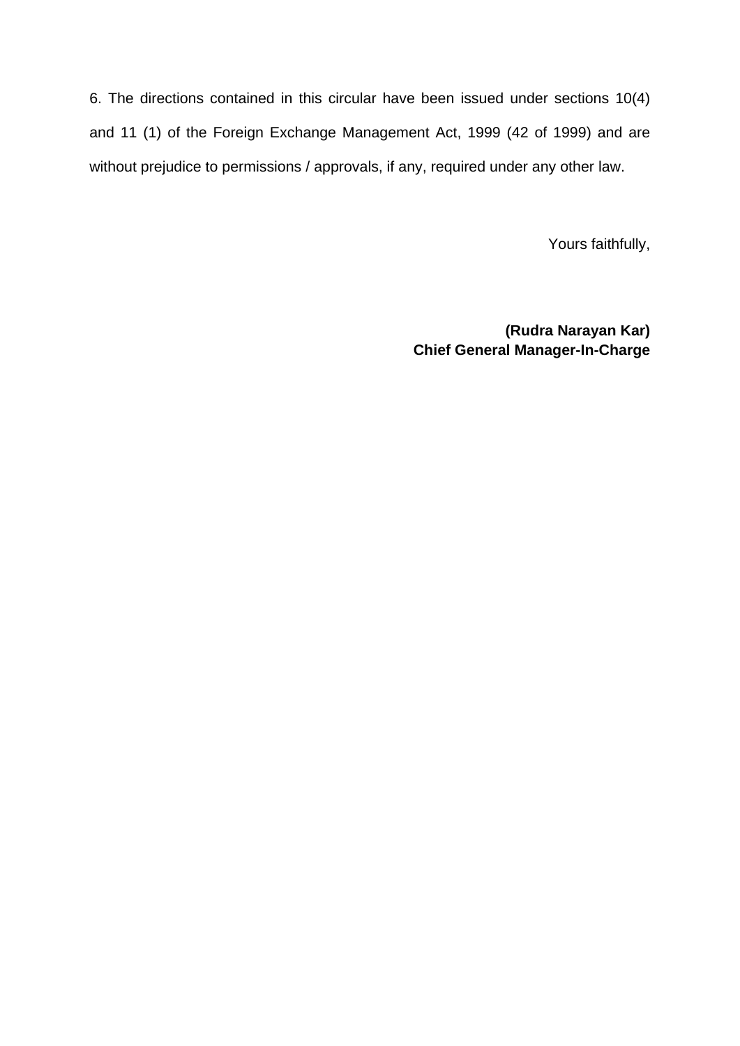6. The directions contained in this circular have been issued under sections 10(4) and 11 (1) of the Foreign Exchange Management Act, 1999 (42 of 1999) and are without prejudice to permissions / approvals, if any, required under any other law.

Yours faithfully,

**(Rudra Narayan Kar)**
**Chief General Manager-In-Charge**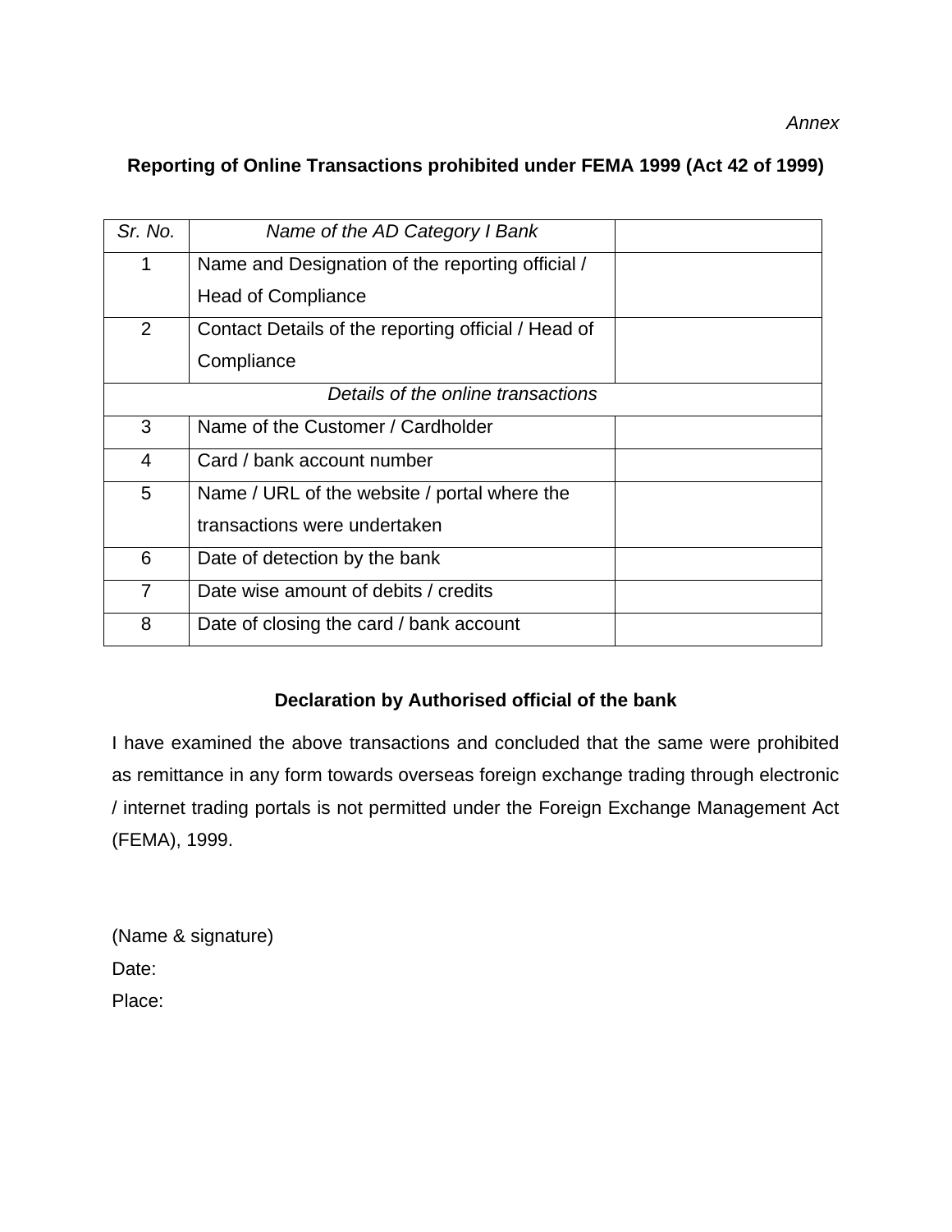*Annex*

**Reporting of Online Transactions prohibited under FEMA 1999 (Act 42 of 1999)**

| *Sr. No.* | *Name of the AD Category I Bank* | |
|---|---|---|
| 1 | Name and Designation of the reporting official / Head of Compliance | |
| 2 | Contact Details of the reporting official / Head of Compliance | |
| *Details of the online transactions* | | |
| 3 | Name of the Customer / Cardholder | |
| 4 | Card / bank account number | |
| 5 | Name / URL of the website / portal where the transactions were undertaken | |
| 6 | Date of detection by the bank | |
| 7 | Date wise amount of debits / credits | |
| 8 | Date of closing the card / bank account | |

**Declaration by Authorised official of the bank**

I have examined the above transactions and concluded that the same were prohibited as remittance in any form towards overseas foreign exchange trading through electronic / internet trading portals is not permitted under the Foreign Exchange Management Act (FEMA), 1999.

(Name & signature)
Date:
Place: